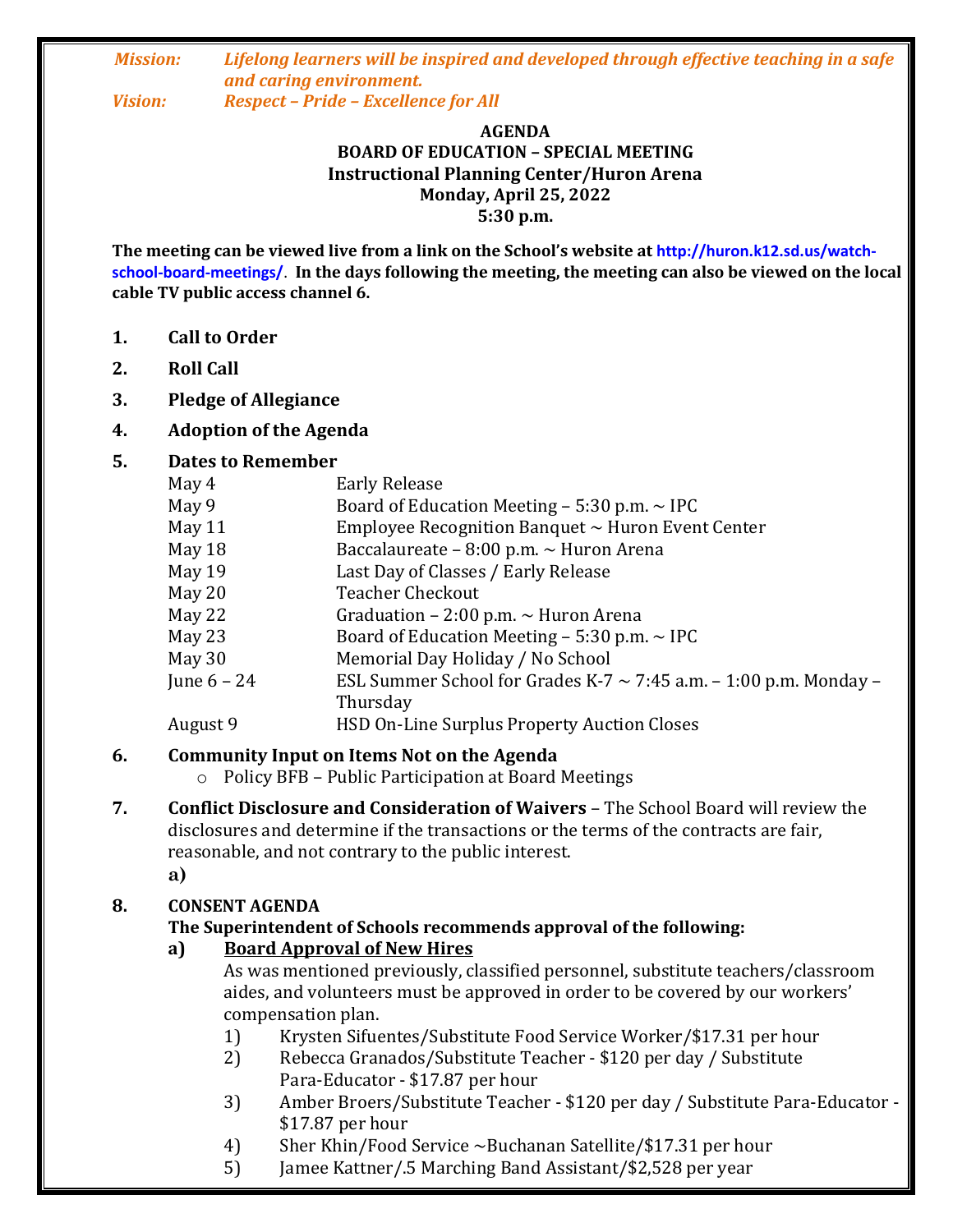***Mission:*** ***Lifelong learners will be inspired and developed through effective teaching in a safe and caring environment.***
***Vision:*** ***Respect – Pride – Excellence for All***

**AGENDA**
**BOARD OF EDUCATION – SPECIAL MEETING**
**Instructional Planning Center/Huron Arena**
**Monday, April 25, 2022**
**5:30 p.m.**

**The meeting can be viewed live from a link on the School's website at http://huron.k12.sd.us/watch-school-board-meetings/. In the days following the meeting, the meeting can also be viewed on the local cable TV public access channel 6.**

1. **Call to Order**
2. **Roll Call**
3. **Pledge of Allegiance**
4. **Adoption of the Agenda**
5. **Dates to Remember**

| | |
|---|---|
| May 4 | Early Release |
| May 9 | Board of Education Meeting – 5:30 p.m. ~ IPC |
| May 11 | Employee Recognition Banquet ~ Huron Event Center |
| May 18 | Baccalaureate – 8:00 p.m. ~ Huron Arena |
| May 19 | Last Day of Classes / Early Release |
| May 20 | Teacher Checkout |
| May 22 | Graduation – 2:00 p.m. ~ Huron Arena |
| May 23 | Board of Education Meeting – 5:30 p.m. ~ IPC |
| May 30 | Memorial Day Holiday / No School |
| June 6 – 24 | ESL Summer School for Grades K-7 ~ 7:45 a.m. – 1:00 p.m. Monday – Thursday |
| August 9 | HSD On-Line Surplus Property Auction Closes |

6. **Community Input on Items Not on the Agenda**
   - Policy BFB – Public Participation at Board Meetings

7. **Conflict Disclosure and Consideration of Waivers** – The School Board will review the disclosures and determine if the transactions or the terms of the contracts are fair, reasonable, and not contrary to the public interest.
   **a)**

8. **CONSENT AGENDA**
   **The Superintendent of Schools recommends approval of the following:**
   **a) Board Approval of New Hires**
   As was mentioned previously, classified personnel, substitute teachers/classroom aides, and volunteers must be approved in order to be covered by our workers' compensation plan.
   1) Krysten Sifuentes/Substitute Food Service Worker/$17.31 per hour
   2) Rebecca Granados/Substitute Teacher - $120 per day / Substitute Para-Educator - $17.87 per hour
   3) Amber Broers/Substitute Teacher - $120 per day / Substitute Para-Educator - $17.87 per hour
   4) Sher Khin/Food Service ~Buchanan Satellite/$17.31 per hour
   5) Jamee Kattner/.5 Marching Band Assistant/$2,528 per year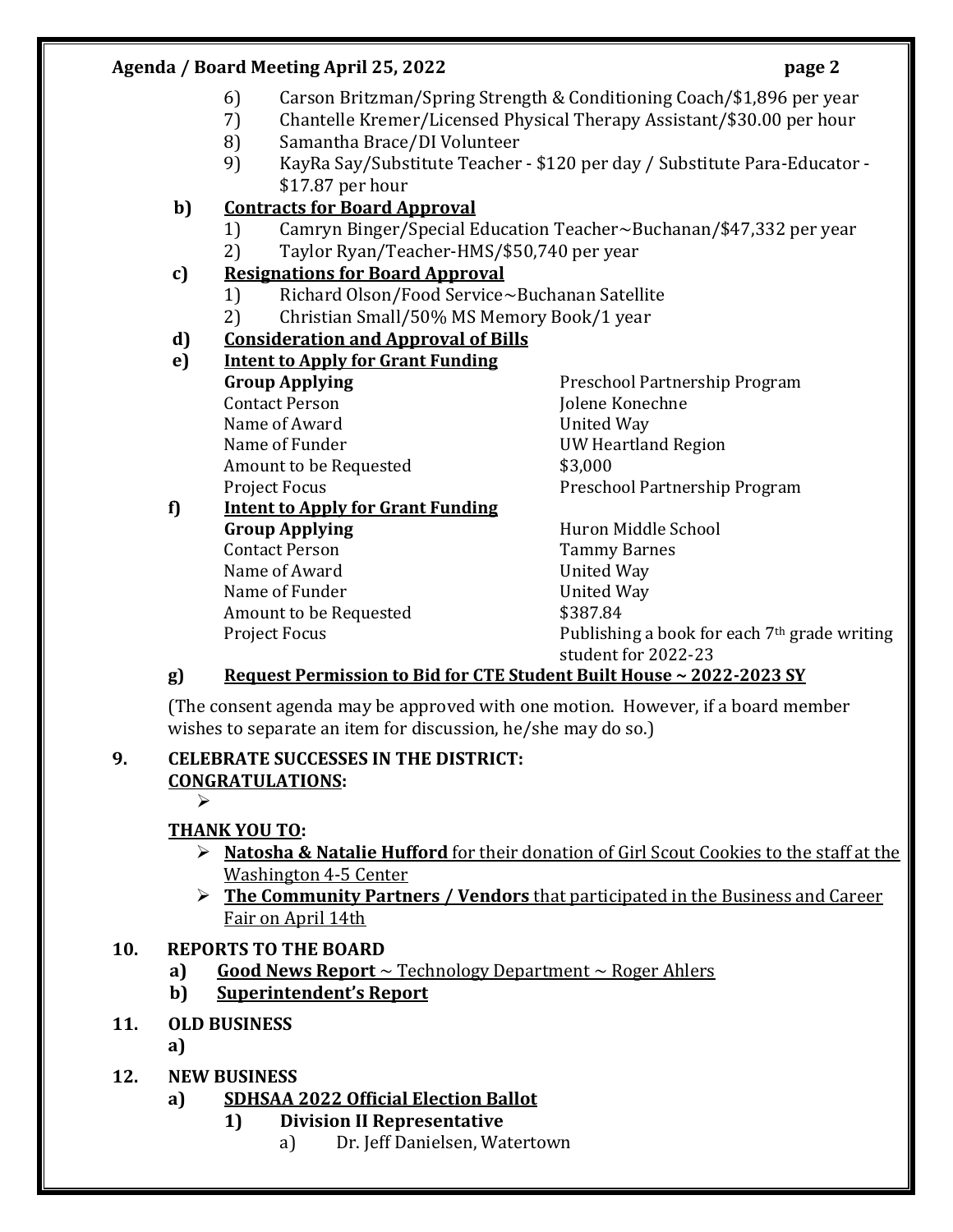6) Carson Britzman/Spring Strength & Conditioning Coach/$1,896 per year
7) Chantelle Kremer/Licensed Physical Therapy Assistant/$30.00 per hour
8) Samantha Brace/DI Volunteer
9) KayRa Say/Substitute Teacher - $120 per day / Substitute Para-Educator - $17.87 per hour

**b) <u>Contracts for Board Approval</u>**

1) Camryn Binger/Special Education Teacher~Buchanan/$47,332 per year
2) Taylor Ryan/Teacher-HMS/$50,740 per year

**c) <u>Resignations for Board Approval</u>**

1) Richard Olson/Food Service~Buchanan Satellite
2) Christian Small/50% MS Memory Book/1 year

**d) <u>Consideration and Approval of Bills</u>**

**e) <u>Intent to Apply for Grant Funding</u>**

| | |
|---|---|
| **Group Applying** | Preschool Partnership Program |
| Contact Person | Jolene Konechne |
| Name of Award | United Way |
| Name of Funder | UW Heartland Region |
| Amount to be Requested | $3,000 |
| Project Focus | Preschool Partnership Program |

**f) <u>Intent to Apply for Grant Funding</u>**

| | |
|---|---|
| **Group Applying** | Huron Middle School |
| Contact Person | Tammy Barnes |
| Name of Award | United Way |
| Name of Funder | United Way |
| Amount to be Requested | $387.84 |
| Project Focus | Publishing a book for each 7th grade writing student for 2022-23 |

**g) <u>Request Permission to Bid for CTE Student Built House ~ 2022-2023 SY</u>**

(The consent agenda may be approved with one motion. However, if a board member wishes to separate an item for discussion, he/she may do so.)

**9. CELEBRATE SUCCESSES IN THE DISTRICT:**

**<u>CONGRATULATIONS</u>:**

- 

**<u>THANK YOU TO</u>:**

- <u>**Natosha & Natalie Hufford** for their donation of Girl Scout Cookies to the staff at the Washington 4-5 Center</u>
- <u>**The Community Partners / Vendors** that participated in the Business and Career Fair on April 14th</u>

**10. REPORTS TO THE BOARD**

**a) <u>Good News Report</u>** <u>~ Technology Department ~ Roger Ahlers</u>

**b) <u>Superintendent's Report</u>**

**11. OLD BUSINESS**

**a)**

**12. NEW BUSINESS**

**a) <u>SDHSAA 2022 Official Election Ballot</u>**

**1) Division II Representative**

a) Dr. Jeff Danielsen, Watertown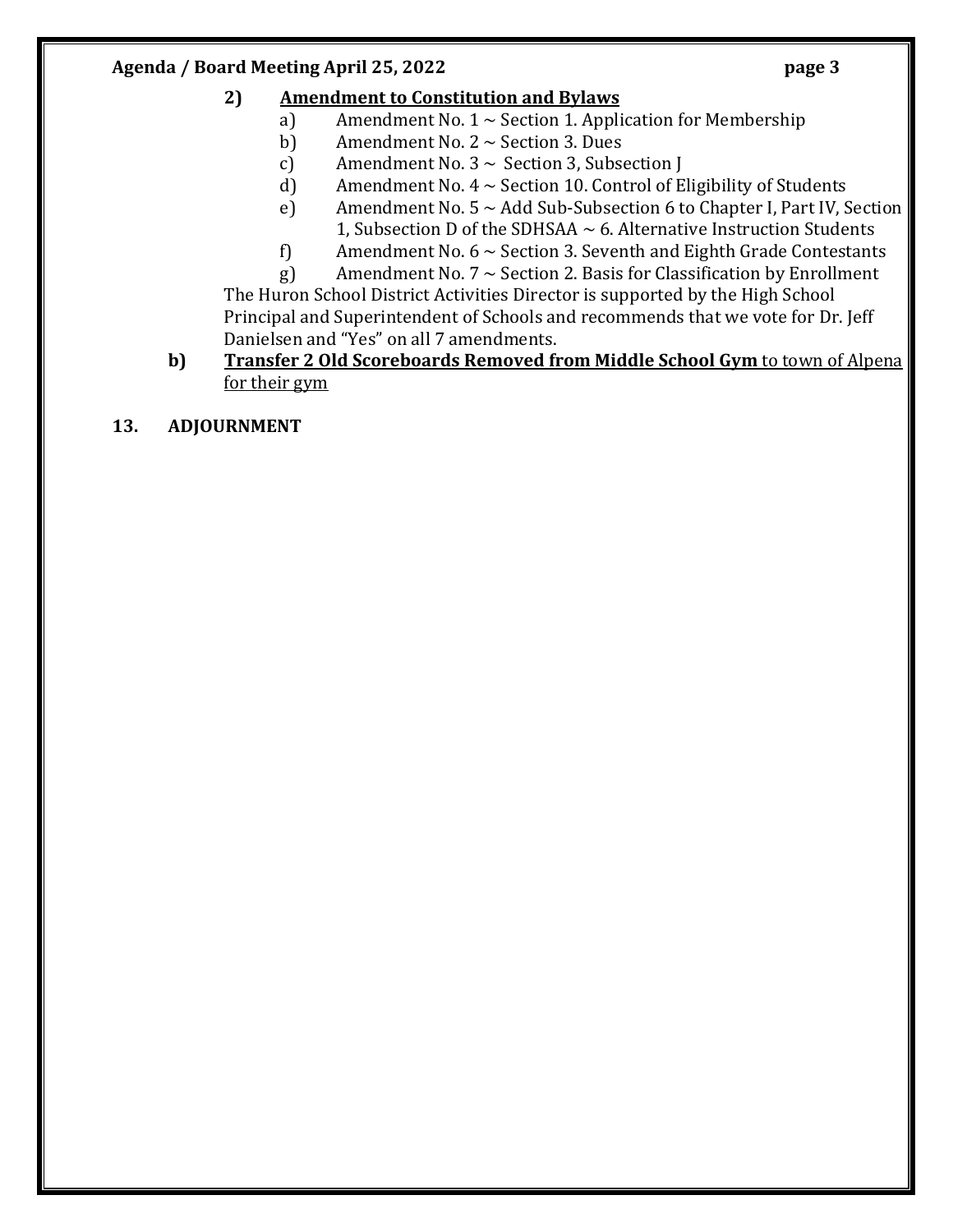**2) <u>Amendment to Constitution and Bylaws</u>**

a) Amendment No. 1 ~ Section 1. Application for Membership
b) Amendment No. 2 ~ Section 3. Dues
c) Amendment No. 3 ~ Section 3, Subsection J
d) Amendment No. 4 ~ Section 10. Control of Eligibility of Students
e) Amendment No. 5 ~ Add Sub-Subsection 6 to Chapter I, Part IV, Section 1, Subsection D of the SDHSAA ~ 6. Alternative Instruction Students
f) Amendment No. 6 ~ Section 3. Seventh and Eighth Grade Contestants
g) Amendment No. 7 ~ Section 2. Basis for Classification by Enrollment

The Huron School District Activities Director is supported by the High School Principal and Superintendent of Schools and recommends that we vote for Dr. Jeff Danielsen and "Yes" on all 7 amendments.

**b) <u>Transfer 2 Old Scoreboards Removed from Middle School Gym</u>** <u>to town of Alpena for their gym</u>

**13. ADJOURNMENT**